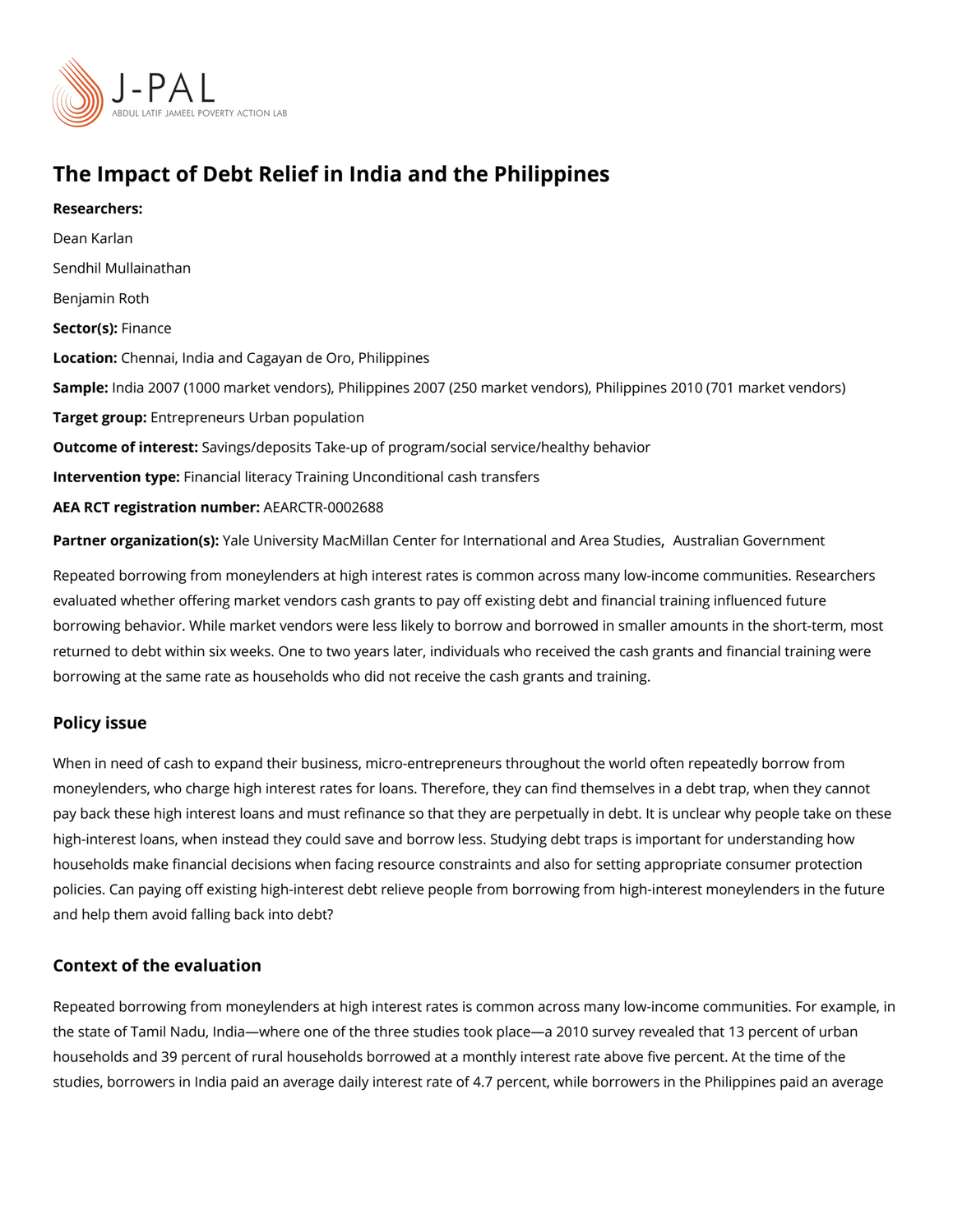# The Impact of Debt Relief in India and the Philippines

**Researchers:**

Dean Karlan

Sendhil Mullainathan

Benjamin Roth

**Sector(s):** Finance

**Location:** Chennai, India and Cagayan de Oro, Philippines

**Sample:** India 2007 (1000 market vendors), Philippines 2007 (250 market vendors), Philippines 2010 (701 market vendors)

**Target group:** Entrepreneurs Urban population

**Outcome of interest:** Savings/deposits Take-up of program/social service/healthy behavior

**Intervention type:** Financial literacy Training Unconditional cash transfers

**AEA RCT registration number:** AEARCTR-0002688

**Partner organization(s):** Yale University MacMillan Center for International and Area Studies, Australian Government

Repeated borrowing from moneylenders at high interest rates is common across many low-income communities. Researchers evaluated whether offering market vendors cash grants to pay off existing debt and financial training influenced future borrowing behavior. While market vendors were less likely to borrow and borrowed in smaller amounts in the short-term, most returned to debt within six weeks. One to two years later, individuals who received the cash grants and financial training were borrowing at the same rate as households who did not receive the cash grants and training.

## Policy issue

When in need of cash to expand their business, micro-entrepreneurs throughout the world often repeatedly borrow from moneylenders, who charge high interest rates for loans. Therefore, they can find themselves in a debt trap, when they cannot pay back these high interest loans and must refinance so that they are perpetually in debt. It is unclear why people take on these high-interest loans, when instead they could save and borrow less. Studying debt traps is important for understanding how households make financial decisions when facing resource constraints and also for setting appropriate consumer protection policies. Can paying off existing high-interest debt relieve people from borrowing from high-interest moneylenders in the future and help them avoid falling back into debt?

## Context of the evaluation

Repeated borrowing from moneylenders at high interest rates is common across many low-income communities. For example, in the state of Tamil Nadu, India—where one of the three studies took place—a 2010 survey revealed that 13 percent of urban households and 39 percent of rural households borrowed at a monthly interest rate above five percent. At the time of the studies, borrowers in India paid an average daily interest rate of 4.7 percent, while borrowers in the Philippines paid an average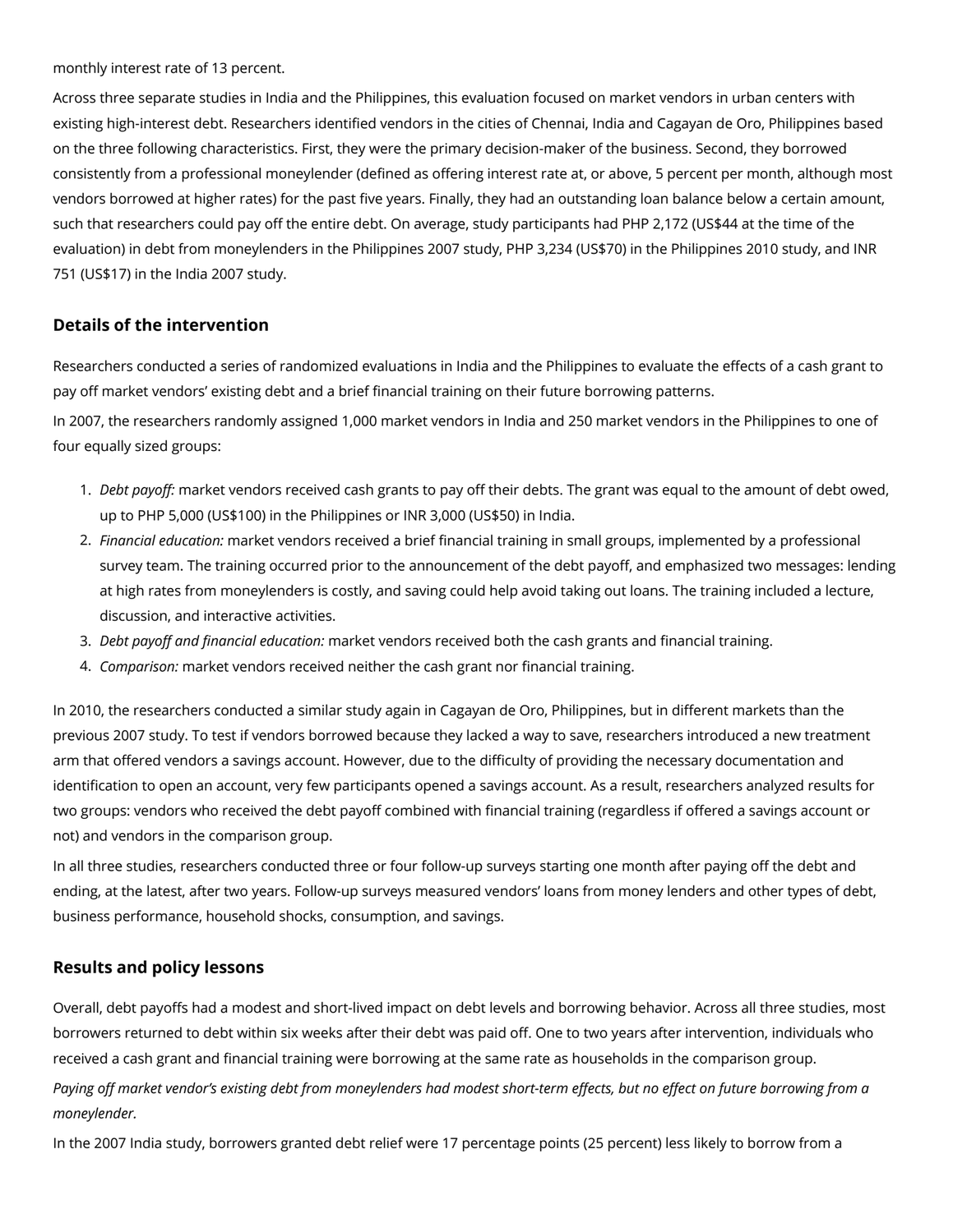monthly interest rate of 13 percent.

Across three separate studies in India and the Philippines, this evaluation focused on market vendors in urban centers with existing high-interest debt. Researchers identified vendors in the cities of Chennai, India and Cagayan de Oro, Philippines based on the three following characteristics. First, they were the primary decision-maker of the business. Second, they borrowed consistently from a professional moneylender (defined as offering interest rate at, or above, 5 percent per month, although most vendors borrowed at higher rates) for the past five years. Finally, they had an outstanding loan balance below a certain amount, such that researchers could pay off the entire debt. On average, study participants had PHP 2,172 (US$44 at the time of the evaluation) in debt from moneylenders in the Philippines 2007 study, PHP 3,234 (US$70) in the Philippines 2010 study, and INR 751 (US$17) in the India 2007 study.

## Details of the intervention

Researchers conducted a series of randomized evaluations in India and the Philippines to evaluate the effects of a cash grant to pay off market vendors' existing debt and a brief financial training on their future borrowing patterns.

In 2007, the researchers randomly assigned 1,000 market vendors in India and 250 market vendors in the Philippines to one of four equally sized groups:

1. *Debt payoff:* market vendors received cash grants to pay off their debts. The grant was equal to the amount of debt owed, up to PHP 5,000 (US$100) in the Philippines or INR 3,000 (US$50) in India.
2. *Financial education:* market vendors received a brief financial training in small groups, implemented by a professional survey team. The training occurred prior to the announcement of the debt payoff, and emphasized two messages: lending at high rates from moneylenders is costly, and saving could help avoid taking out loans. The training included a lecture, discussion, and interactive activities.
3. *Debt payoff and financial education:* market vendors received both the cash grants and financial training.
4. *Comparison:* market vendors received neither the cash grant nor financial training.

In 2010, the researchers conducted a similar study again in Cagayan de Oro, Philippines, but in different markets than the previous 2007 study. To test if vendors borrowed because they lacked a way to save, researchers introduced a new treatment arm that offered vendors a savings account. However, due to the difficulty of providing the necessary documentation and identification to open an account, very few participants opened a savings account. As a result, researchers analyzed results for two groups: vendors who received the debt payoff combined with financial training (regardless if offered a savings account or not) and vendors in the comparison group.

In all three studies, researchers conducted three or four follow-up surveys starting one month after paying off the debt and ending, at the latest, after two years. Follow-up surveys measured vendors' loans from money lenders and other types of debt, business performance, household shocks, consumption, and savings.

## Results and policy lessons

Overall, debt payoffs had a modest and short-lived impact on debt levels and borrowing behavior. Across all three studies, most borrowers returned to debt within six weeks after their debt was paid off. One to two years after intervention, individuals who received a cash grant and financial training were borrowing at the same rate as households in the comparison group.

*Paying off market vendor's existing debt from moneylenders had modest short-term effects, but no effect on future borrowing from a moneylender.*

In the 2007 India study, borrowers granted debt relief were 17 percentage points (25 percent) less likely to borrow from a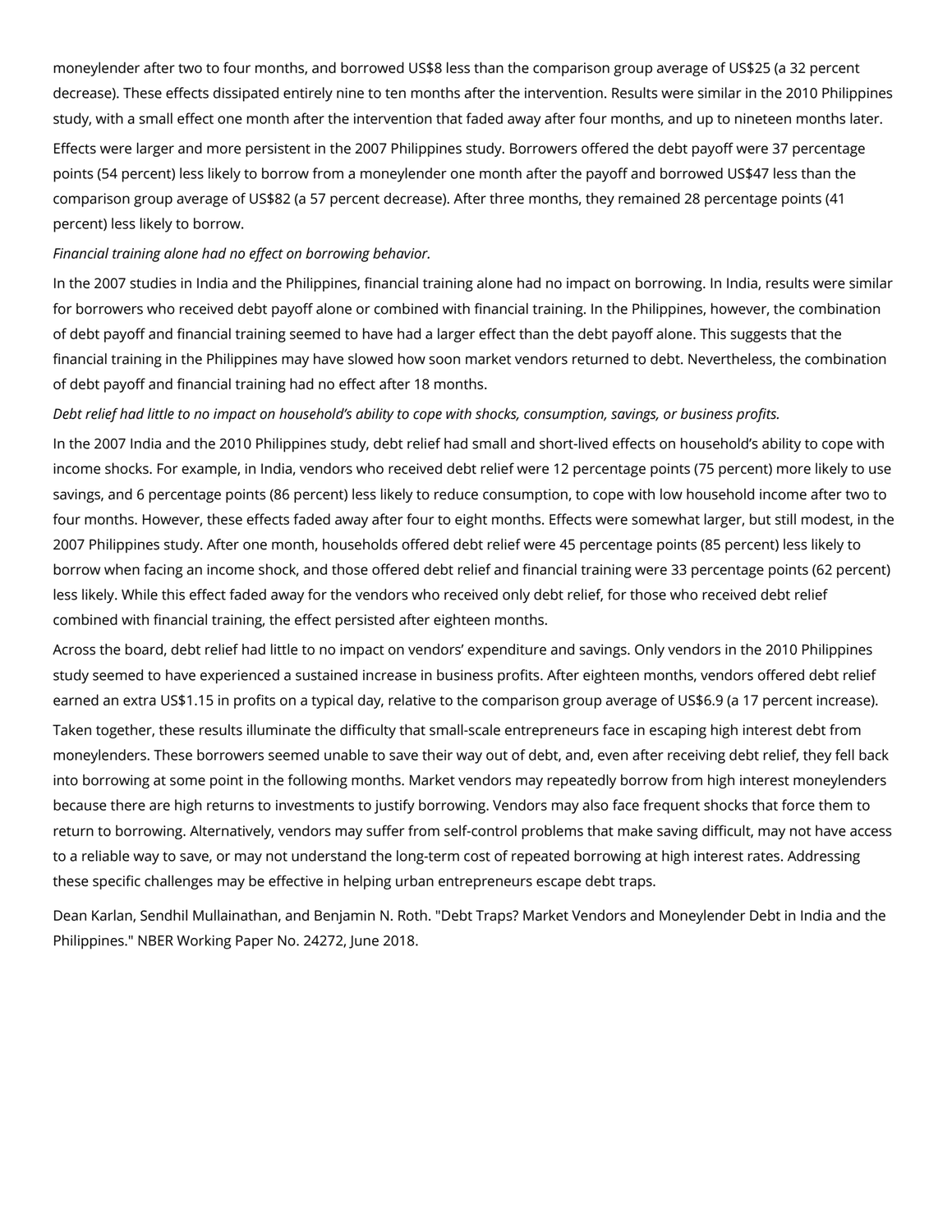moneylender after two to four months, and borrowed US$8 less than the comparison group average of US$25 (a 32 percent decrease). These effects dissipated entirely nine to ten months after the intervention. Results were similar in the 2010 Philippines study, with a small effect one month after the intervention that faded away after four months, and up to nineteen months later.

Effects were larger and more persistent in the 2007 Philippines study. Borrowers offered the debt payoff were 37 percentage points (54 percent) less likely to borrow from a moneylender one month after the payoff and borrowed US$47 less than the comparison group average of US$82 (a 57 percent decrease). After three months, they remained 28 percentage points (41 percent) less likely to borrow.

*Financial training alone had no effect on borrowing behavior.*

In the 2007 studies in India and the Philippines, financial training alone had no impact on borrowing. In India, results were similar for borrowers who received debt payoff alone or combined with financial training. In the Philippines, however, the combination of debt payoff and financial training seemed to have had a larger effect than the debt payoff alone. This suggests that the financial training in the Philippines may have slowed how soon market vendors returned to debt. Nevertheless, the combination of debt payoff and financial training had no effect after 18 months.

*Debt relief had little to no impact on household's ability to cope with shocks, consumption, savings, or business profits.*

In the 2007 India and the 2010 Philippines study, debt relief had small and short-lived effects on household's ability to cope with income shocks. For example, in India, vendors who received debt relief were 12 percentage points (75 percent) more likely to use savings, and 6 percentage points (86 percent) less likely to reduce consumption, to cope with low household income after two to four months. However, these effects faded away after four to eight months. Effects were somewhat larger, but still modest, in the 2007 Philippines study. After one month, households offered debt relief were 45 percentage points (85 percent) less likely to borrow when facing an income shock, and those offered debt relief and financial training were 33 percentage points (62 percent) less likely. While this effect faded away for the vendors who received only debt relief, for those who received debt relief combined with financial training, the effect persisted after eighteen months.

Across the board, debt relief had little to no impact on vendors' expenditure and savings. Only vendors in the 2010 Philippines study seemed to have experienced a sustained increase in business profits. After eighteen months, vendors offered debt relief earned an extra US$1.15 in profits on a typical day, relative to the comparison group average of US$6.9 (a 17 percent increase).

Taken together, these results illuminate the difficulty that small-scale entrepreneurs face in escaping high interest debt from moneylenders. These borrowers seemed unable to save their way out of debt, and, even after receiving debt relief, they fell back into borrowing at some point in the following months. Market vendors may repeatedly borrow from high interest moneylenders because there are high returns to investments to justify borrowing. Vendors may also face frequent shocks that force them to return to borrowing. Alternatively, vendors may suffer from self-control problems that make saving difficult, may not have access to a reliable way to save, or may not understand the long-term cost of repeated borrowing at high interest rates. Addressing these specific challenges may be effective in helping urban entrepreneurs escape debt traps.

Dean Karlan, Sendhil Mullainathan, and Benjamin N. Roth. "Debt Traps? Market Vendors and Moneylender Debt in India and the Philippines." NBER Working Paper No. 24272, June 2018.